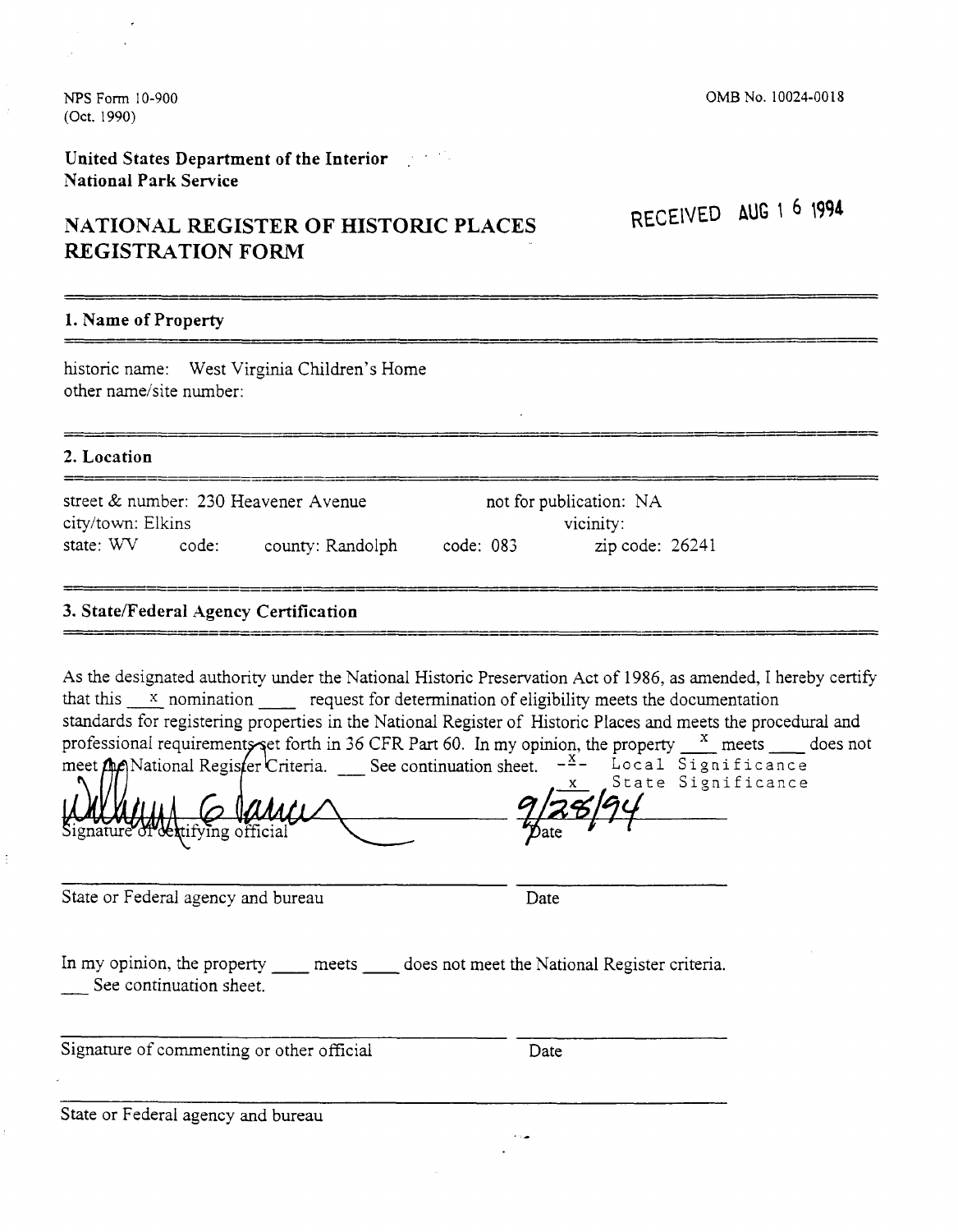NPS Form 10-900
(Oct. 1990)

OMB No. 10024-0018

**United States Department of the Interior**
**National Park Service**

# NATIONAL REGISTER OF HISTORIC PLACES REGISTRATION FORM

RECEIVED AUG 16 1994

## 1. Name of Property

historic name: West Virginia Children's Home
other name/site number:

## 2. Location

street & number: 230 Heavener Avenue          not for publication: NA
city/town: Elkins          vicinity:
state: WV     code:     county: Randolph     code: 083     zip code: 26241

## 3. State/Federal Agency Certification

As the designated authority under the National Historic Preservation Act of 1986, as amended, I hereby certify that this \_x\_ nomination \_\_\_\_ request for determination of eligibility meets the documentation standards for registering properties in the National Register of Historic Places and meets the procedural and professional requirements set forth in 36 CFR Part 60. In my opinion, the property \_x\_ meets \_\_\_\_ does not meet the National Register Criteria. \_\_\_ See continuation sheet. -x- Local Significance
\_x\_ State Significance

William G. Farrar
Signature of certifying official          Date 9/28/94

State or Federal agency and bureau          Date

In my opinion, the property \_\_\_\_ meets \_\_\_\_ does not meet the National Register criteria.
\_\_\_ See continuation sheet.

Signature of commenting or other official          Date

State or Federal agency and bureau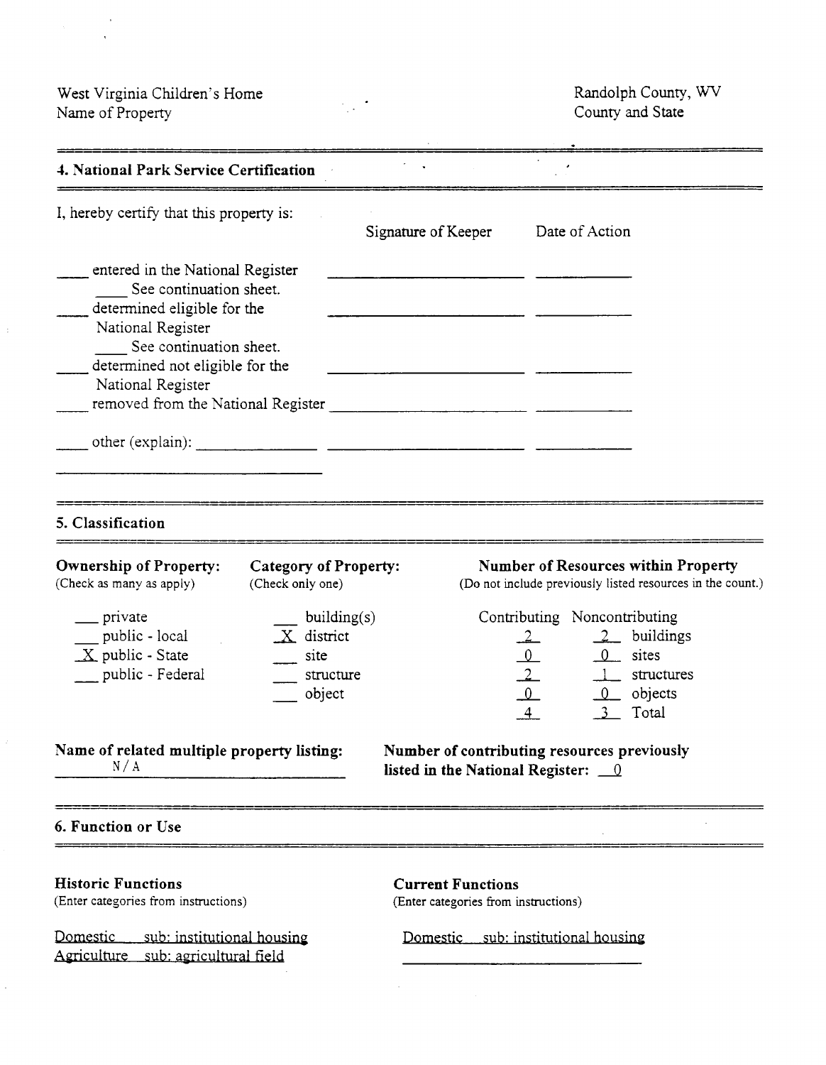West Virginia Children's Home
Name of Property

Randolph County, WV
County and State

## 4. National Park Service Certification

I, hereby certify that this property is:

| | Signature of Keeper | Date of Action |
|---|---|---|
| ____ entered in the National Register ____ See continuation sheet. | ____________ | ____________ |
| ____ determined eligible for the National Register ____ See continuation sheet. | ____________ | ____________ |
| ____ determined not eligible for the National Register | ____________ | ____________ |
| ____ removed from the National Register | ____________ | ____________ |
| ____ other (explain): ____________ | ____________ | ____________ |

## 5. Classification

**Ownership of Property:**
(Check as many as apply)

- ___ private
- ___ public - local
- _X_ public - State
- ___ public - Federal

**Category of Property:**
(Check only one)

- ___ building(s)
- _X_ district
- ___ site
- ___ structure
- ___ object

**Number of Resources within Property**
(Do not include previously listed resources in the count.)

| Contributing | Noncontributing | |
|---|---|---|
| 2 | 2 | buildings |
| 0 | 0 | sites |
| 2 | 1 | structures |
| 0 | 0 | objects |
| 4 | 3 | Total |

**Name of related multiple property listing:**
N/A

**Number of contributing resources previously listed in the National Register:** 0

## 6. Function or Use

**Historic Functions**
(Enter categories from instructions)

Domestic sub: institutional housing
Agriculture sub: agricultural field

**Current Functions**
(Enter categories from instructions)

Domestic sub: institutional housing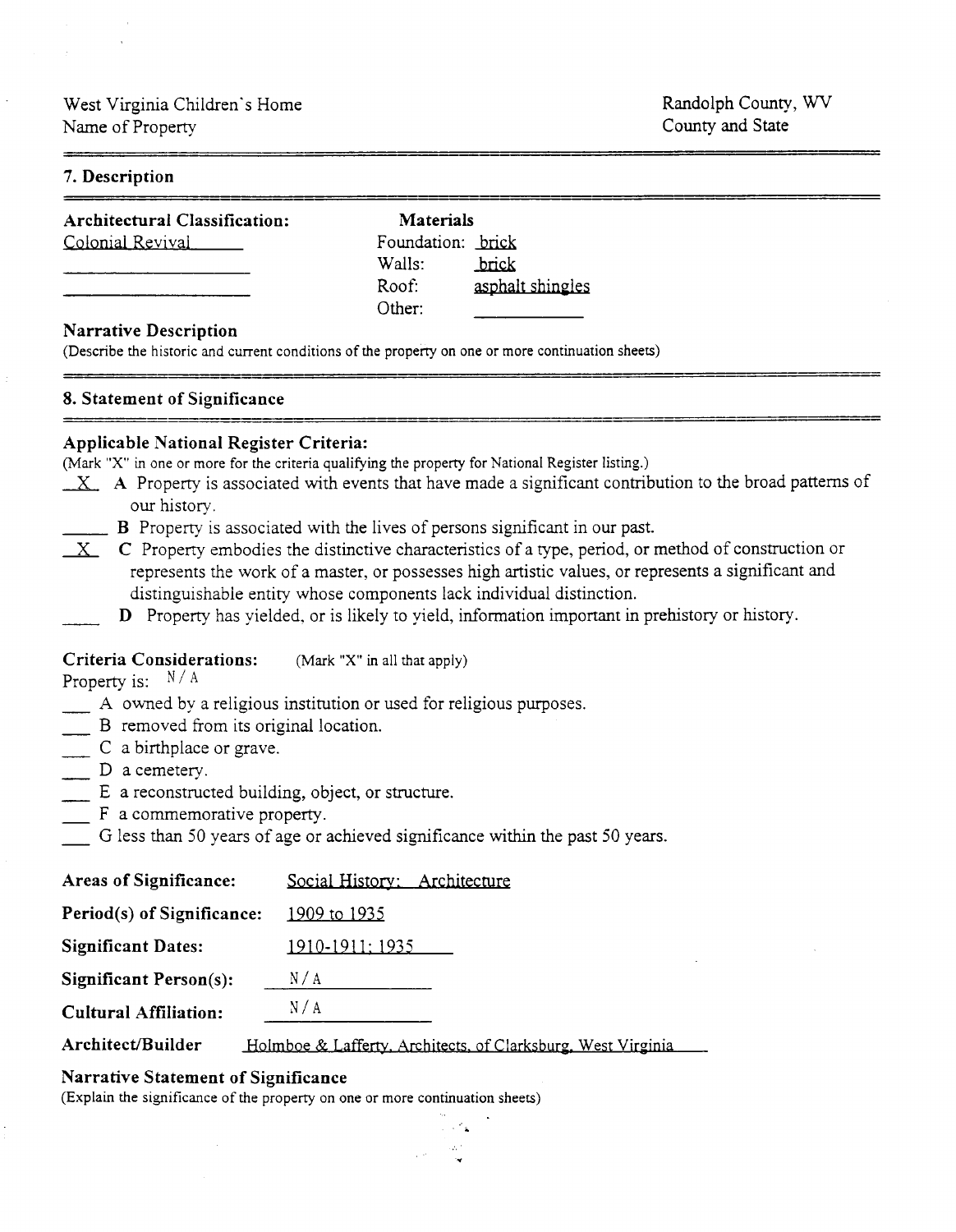West Virginia Children's Home
Name of Property

Randolph County, WV
County and State

## 7. Description

**Architectural Classification:**
Colonial Revival

**Materials**
Foundation: brick
Walls: brick
Roof: asphalt shingles
Other:

**Narrative Description**
(Describe the historic and current conditions of the property on one or more continuation sheets)

## 8. Statement of Significance

**Applicable National Register Criteria:**
(Mark "X" in one or more for the criteria qualifying the property for National Register listing.)

- X **A** Property is associated with events that have made a significant contribution to the broad patterns of our history.
- ___ **B** Property is associated with the lives of persons significant in our past.
- X **C** Property embodies the distinctive characteristics of a type, period, or method of construction or represents the work of a master, or possesses high artistic values, or represents a significant and distinguishable entity whose components lack individual distinction.
- ___ **D** Property has yielded, or is likely to yield, information important in prehistory or history.

**Criteria Considerations:** (Mark "X" in all that apply)
Property is: N/A

- ___ A owned by a religious institution or used for religious purposes.
- ___ B removed from its original location.
- ___ C a birthplace or grave.
- ___ D a cemetery.
- ___ E a reconstructed building, object, or structure.
- ___ F a commemorative property.
- ___ G less than 50 years of age or achieved significance within the past 50 years.

**Areas of Significance:** Social History; Architecture

**Period(s) of Significance:** 1909 to 1935

**Significant Dates:** 1910-1911; 1935

**Significant Person(s):** N/A

**Cultural Affiliation:** N/A

**Architect/Builder** Holmboe & Lafferty, Architects, of Clarksburg, West Virginia

**Narrative Statement of Significance**
(Explain the significance of the property on one or more continuation sheets)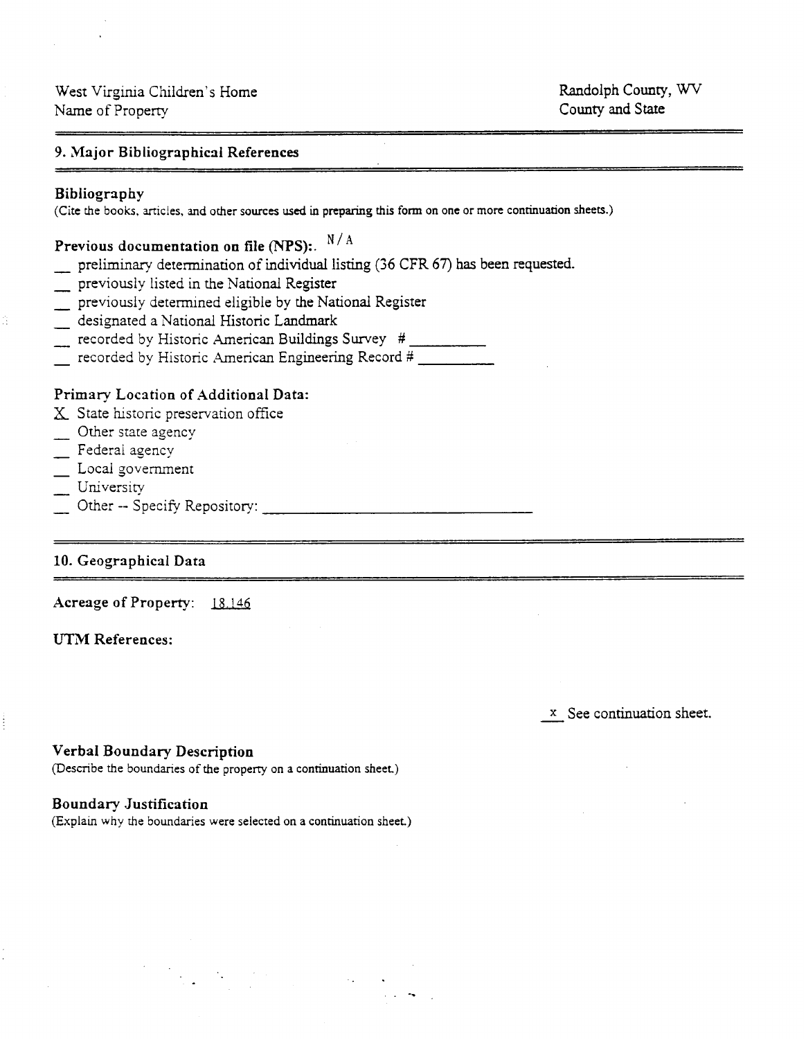West Virginia Children's Home
Name of Property

Randolph County, WV
County and State

## 9. Major Bibliographical References

### Bibliography

(Cite the books, articles, and other sources used in preparing this form on one or more continuation sheets.)

### Previous documentation on file (NPS): N/A

__ preliminary determination of individual listing (36 CFR 67) has been requested.
__ previously listed in the National Register
__ previously determined eligible by the National Register
__ designated a National Historic Landmark
__ recorded by Historic American Buildings Survey # ________
__ recorded by Historic American Engineering Record # ________

### Primary Location of Additional Data:

X State historic preservation office
__ Other state agency
__ Federal agency
__ Local government
__ University
__ Other -- Specify Repository: ________________________

## 10. Geographical Data

**Acreage of Property:** 18.146

**UTM References:**

x See continuation sheet.

### Verbal Boundary Description

(Describe the boundaries of the property on a continuation sheet.)

### Boundary Justification

(Explain why the boundaries were selected on a continuation sheet.)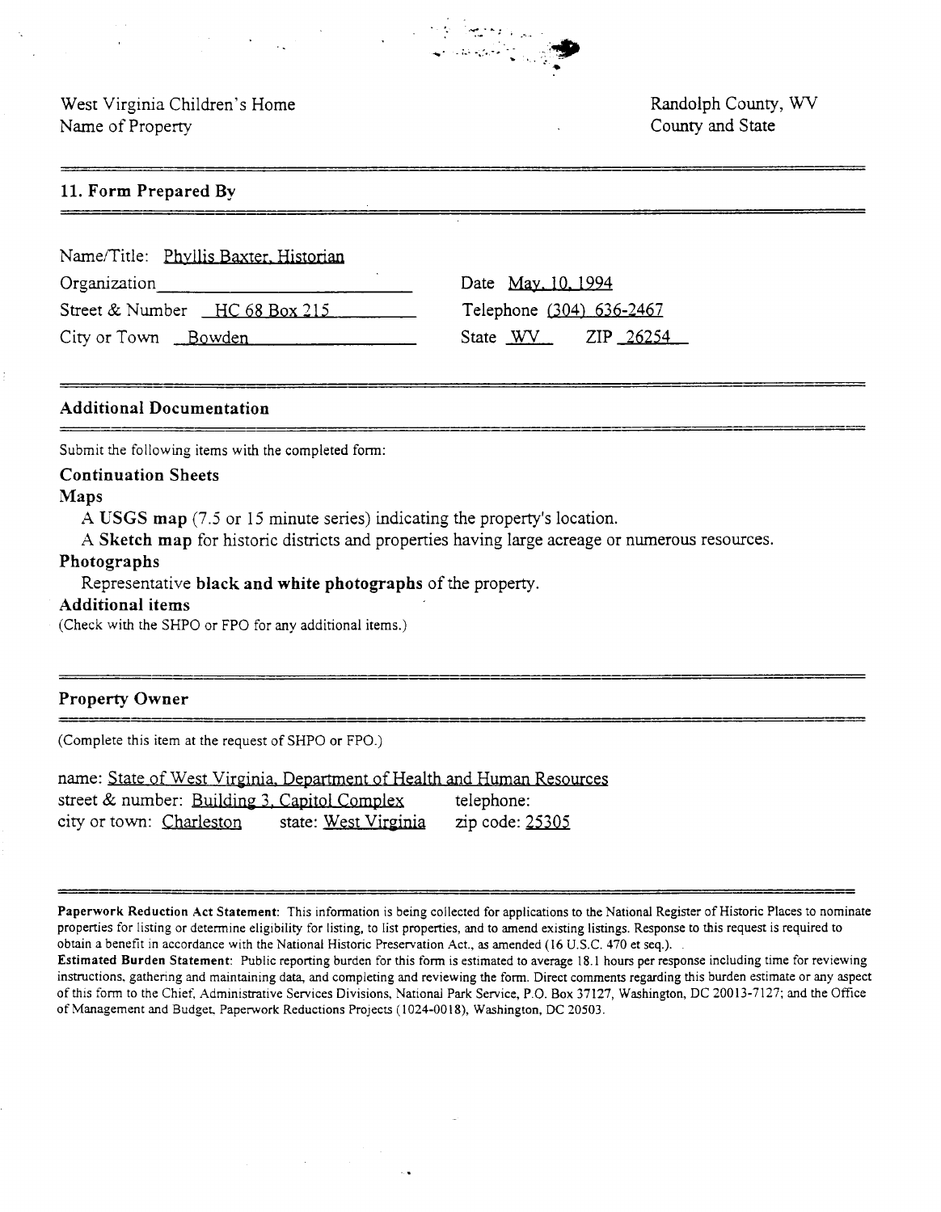West Virginia Children's Home
Name of Property

Randolph County, WV
County and State

## 11. Form Prepared By

Name/Title: Phyllis Baxter, Historian

Organization

Street & Number HC 68 Box 215

City or Town Bowden

Date May. 10, 1994

Telephone (304) 636-2467

State WV ZIP 26254

## Additional Documentation

Submit the following items with the completed form:

### Continuation Sheets

### Maps

A **USGS map** (7.5 or 15 minute series) indicating the property's location.

A **Sketch map** for historic districts and properties having large acreage or numerous resources.

### Photographs

Representative **black and white photographs** of the property.

### Additional items

(Check with the SHPO or FPO for any additional items.)

## Property Owner

(Complete this item at the request of SHPO or FPO.)

name: State of West Virginia, Department of Health and Human Resources
street & number: Building 3, Capitol Complex telephone:
city or town: Charleston state: West Virginia zip code: 25305

**Paperwork Reduction Act Statement**: This information is being collected for applications to the National Register of Historic Places to nominate properties for listing or determine eligibility for listing, to list properties, and to amend existing listings. Response to this request is required to obtain a benefit in accordance with the National Historic Preservation Act., as amended (16 U.S.C. 470 et seq.).

**Estimated Burden Statement**: Public reporting burden for this form is estimated to average 18.1 hours per response including time for reviewing instructions, gathering and maintaining data, and completing and reviewing the form. Direct comments regarding this burden estimate or any aspect of this form to the Chief, Administrative Services Divisions, National Park Service, P.O. Box 37127, Washington, DC 20013-7127; and the Office of Management and Budget, Paperwork Reductions Projects (1024-0018), Washington, DC 20503.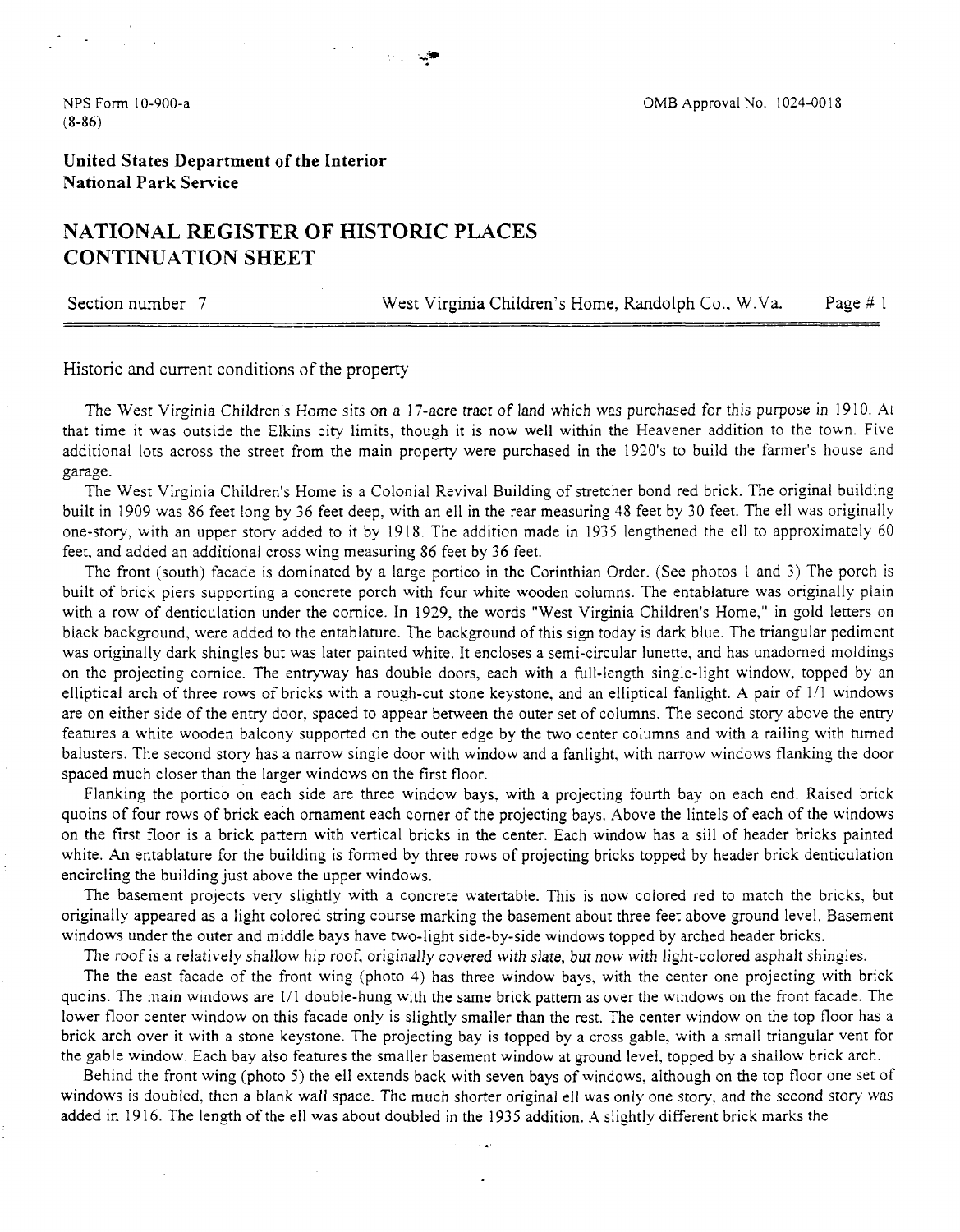NPS Form 10-900-a
(8-86)

OMB Approval No. 1024-0018

**United States Department of the Interior**
**National Park Service**

## NATIONAL REGISTER OF HISTORIC PLACES CONTINUATION SHEET

Section number 7 West Virginia Children's Home, Randolph Co., W.Va. Page # 1

Historic and current conditions of the property

The West Virginia Children's Home sits on a 17-acre tract of land which was purchased for this purpose in 1910. At that time it was outside the Elkins city limits, though it is now well within the Heavener addition to the town. Five additional lots across the street from the main property were purchased in the 1920's to build the farmer's house and garage.

The West Virginia Children's Home is a Colonial Revival Building of stretcher bond red brick. The original building built in 1909 was 86 feet long by 36 feet deep, with an ell in the rear measuring 48 feet by 30 feet. The ell was originally one-story, with an upper story added to it by 1918. The addition made in 1935 lengthened the ell to approximately 60 feet, and added an additional cross wing measuring 86 feet by 36 feet.

The front (south) facade is dominated by a large portico in the Corinthian Order. (See photos 1 and 3) The porch is built of brick piers supporting a concrete porch with four white wooden columns. The entablature was originally plain with a row of denticulation under the cornice. In 1929, the words "West Virginia Children's Home," in gold letters on black background, were added to the entablature. The background of this sign today is dark blue. The triangular pediment was originally dark shingles but was later painted white. It encloses a semi-circular lunette, and has unadorned moldings on the projecting cornice. The entryway has double doors, each with a full-length single-light window, topped by an elliptical arch of three rows of bricks with a rough-cut stone keystone, and an elliptical fanlight. A pair of 1/1 windows are on either side of the entry door, spaced to appear between the outer set of columns. The second story above the entry features a white wooden balcony supported on the outer edge by the two center columns and with a railing with turned balusters. The second story has a narrow single door with window and a fanlight, with narrow windows flanking the door spaced much closer than the larger windows on the first floor.

Flanking the portico on each side are three window bays, with a projecting fourth bay on each end. Raised brick quoins of four rows of brick each ornament each corner of the projecting bays. Above the lintels of each of the windows on the first floor is a brick pattern with vertical bricks in the center. Each window has a sill of header bricks painted white. An entablature for the building is formed by three rows of projecting bricks topped by header brick denticulation encircling the building just above the upper windows.

The basement projects very slightly with a concrete watertable. This is now colored red to match the bricks, but originally appeared as a light colored string course marking the basement about three feet above ground level. Basement windows under the outer and middle bays have two-light side-by-side windows topped by arched header bricks.

The roof is a relatively shallow hip roof, originally covered with slate, but now with light-colored asphalt shingles.

The the east facade of the front wing (photo 4) has three window bays, with the center one projecting with brick quoins. The main windows are 1/1 double-hung with the same brick pattern as over the windows on the front facade. The lower floor center window on this facade only is slightly smaller than the rest. The center window on the top floor has a brick arch over it with a stone keystone. The projecting bay is topped by a cross gable, with a small triangular vent for the gable window. Each bay also features the smaller basement window at ground level, topped by a shallow brick arch.

Behind the front wing (photo 5) the ell extends back with seven bays of windows, although on the top floor one set of windows is doubled, then a blank wall space. The much shorter original ell was only one story, and the second story was added in 1916. The length of the ell was about doubled in the 1935 addition. A slightly different brick marks the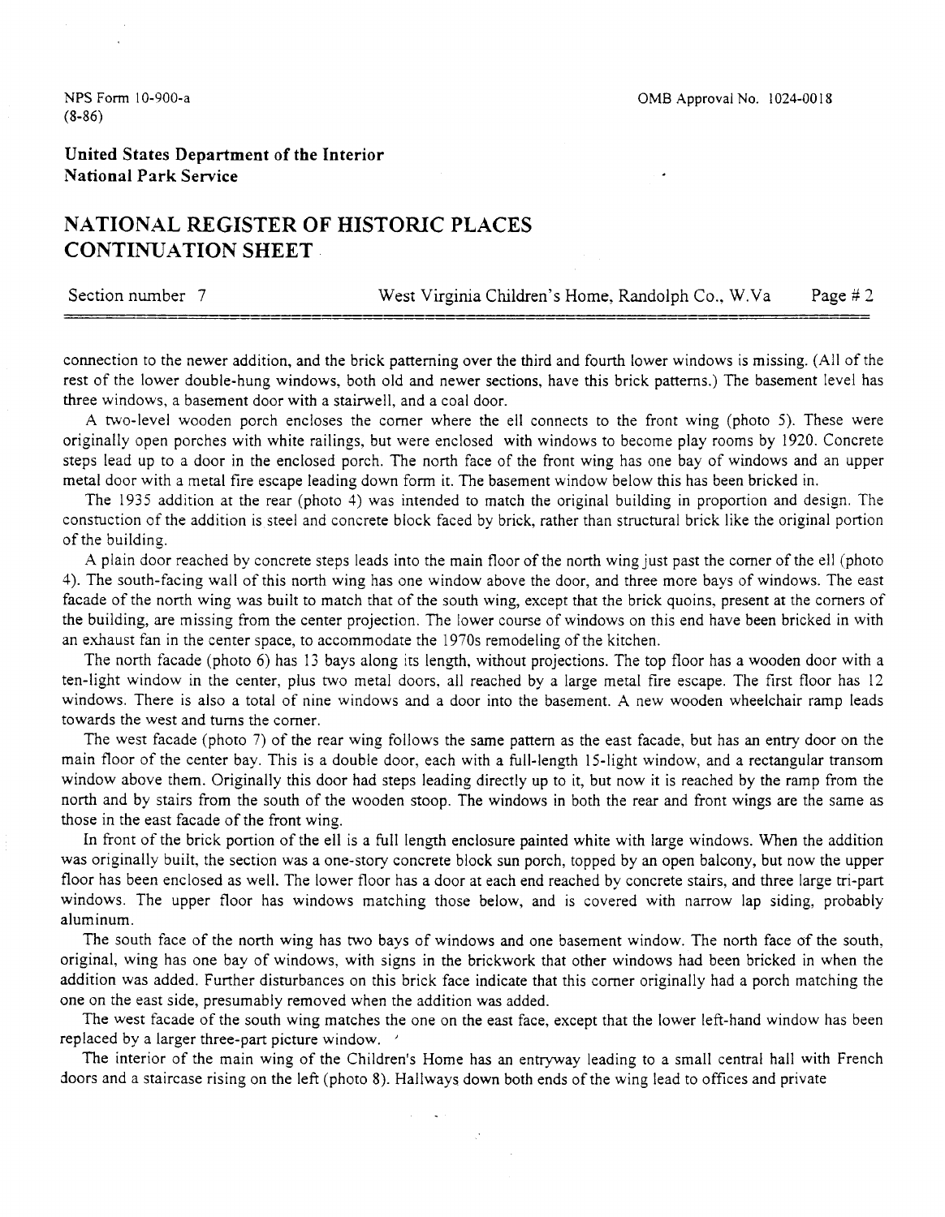connection to the newer addition, and the brick patterning over the third and fourth lower windows is missing. (All of the rest of the lower double-hung windows, both old and newer sections, have this brick patterns.) The basement level has three windows, a basement door with a stairwell, and a coal door.

A two-level wooden porch encloses the corner where the ell connects to the front wing (photo 5). These were originally open porches with white railings, but were enclosed with windows to become play rooms by 1920. Concrete steps lead up to a door in the enclosed porch. The north face of the front wing has one bay of windows and an upper metal door with a metal fire escape leading down form it. The basement window below this has been bricked in.

The 1935 addition at the rear (photo 4) was intended to match the original building in proportion and design. The constuction of the addition is steel and concrete block faced by brick, rather than structural brick like the original portion of the building.

A plain door reached by concrete steps leads into the main floor of the north wing just past the corner of the ell (photo 4). The south-facing wall of this north wing has one window above the door, and three more bays of windows. The east facade of the north wing was built to match that of the south wing, except that the brick quoins, present at the corners of the building, are missing from the center projection. The lower course of windows on this end have been bricked in with an exhaust fan in the center space, to accommodate the 1970s remodeling of the kitchen.

The north facade (photo 6) has 13 bays along its length, without projections. The top floor has a wooden door with a ten-light window in the center, plus two metal doors, all reached by a large metal fire escape. The first floor has 12 windows. There is also a total of nine windows and a door into the basement. A new wooden wheelchair ramp leads towards the west and turns the corner.

The west facade (photo 7) of the rear wing follows the same pattern as the east facade, but has an entry door on the main floor of the center bay. This is a double door, each with a full-length 15-light window, and a rectangular transom window above them. Originally this door had steps leading directly up to it, but now it is reached by the ramp from the north and by stairs from the south of the wooden stoop. The windows in both the rear and front wings are the same as those in the east facade of the front wing.

In front of the brick portion of the ell is a full length enclosure painted white with large windows. When the addition was originally built, the section was a one-story concrete block sun porch, topped by an open balcony, but now the upper floor has been enclosed as well. The lower floor has a door at each end reached by concrete stairs, and three large tri-part windows. The upper floor has windows matching those below, and is covered with narrow lap siding, probably aluminum.

The south face of the north wing has two bays of windows and one basement window. The north face of the south, original, wing has one bay of windows, with signs in the brickwork that other windows had been bricked in when the addition was added. Further disturbances on this brick face indicate that this corner originally had a porch matching the one on the east side, presumably removed when the addition was added.

The west facade of the south wing matches the one on the east face, except that the lower left-hand window has been replaced by a larger three-part picture window.

The interior of the main wing of the Children's Home has an entryway leading to a small central hall with French doors and a staircase rising on the left (photo 8). Hallways down both ends of the wing lead to offices and private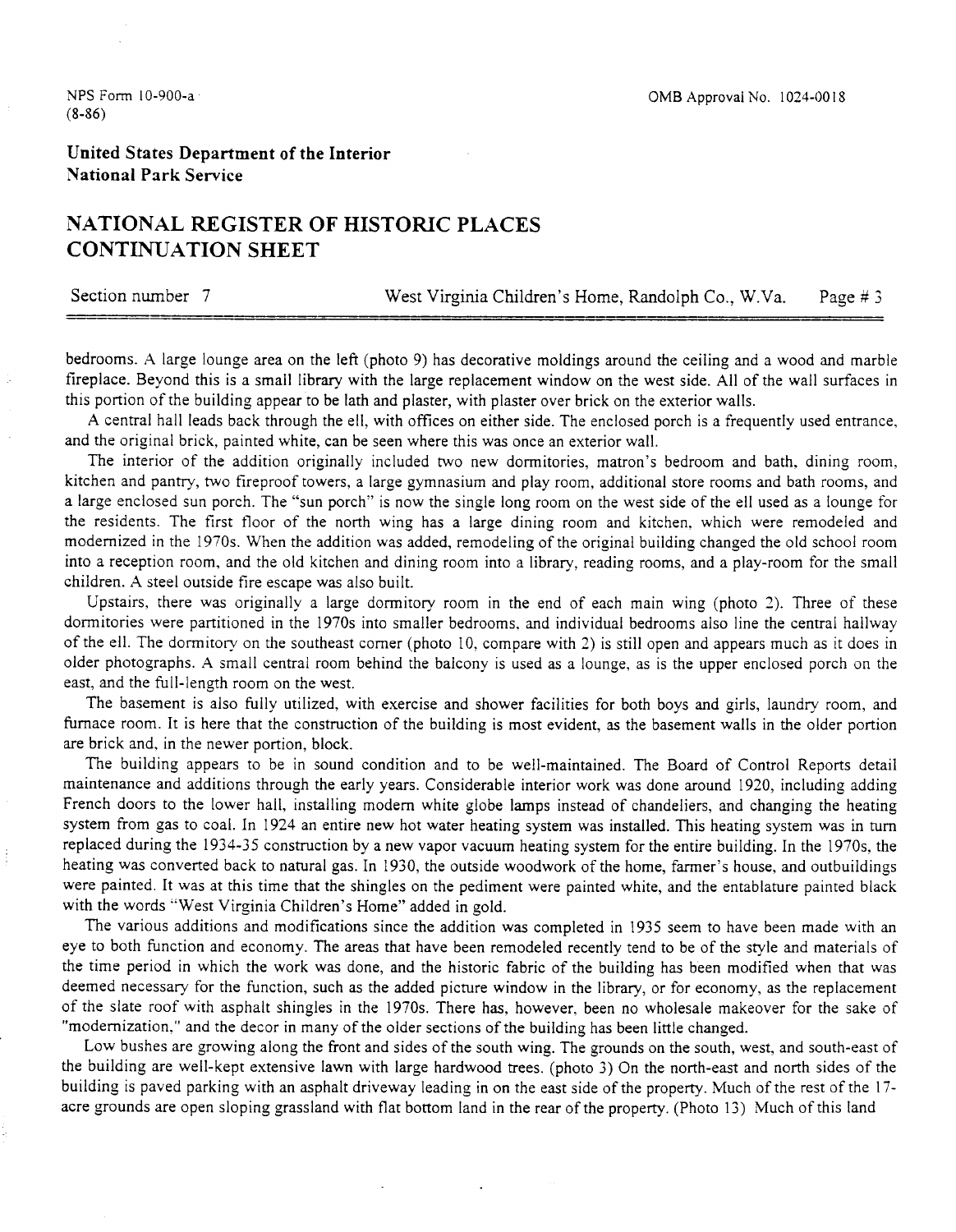bedrooms. A large lounge area on the left (photo 9) has decorative moldings around the ceiling and a wood and marble fireplace. Beyond this is a small library with the large replacement window on the west side. All of the wall surfaces in this portion of the building appear to be lath and plaster, with plaster over brick on the exterior walls.

A central hall leads back through the ell, with offices on either side. The enclosed porch is a frequently used entrance, and the original brick, painted white, can be seen where this was once an exterior wall.

The interior of the addition originally included two new dormitories, matron's bedroom and bath, dining room, kitchen and pantry, two fireproof towers, a large gymnasium and play room, additional store rooms and bath rooms, and a large enclosed sun porch. The "sun porch" is now the single long room on the west side of the ell used as a lounge for the residents. The first floor of the north wing has a large dining room and kitchen, which were remodeled and modernized in the 1970s. When the addition was added, remodeling of the original building changed the old school room into a reception room, and the old kitchen and dining room into a library, reading rooms, and a play-room for the small children. A steel outside fire escape was also built.

Upstairs, there was originally a large dormitory room in the end of each main wing (photo 2). Three of these dormitories were partitioned in the 1970s into smaller bedrooms, and individual bedrooms also line the central hallway of the ell. The dormitory on the southeast corner (photo 10, compare with 2) is still open and appears much as it does in older photographs. A small central room behind the balcony is used as a lounge, as is the upper enclosed porch on the east, and the full-length room on the west.

The basement is also fully utilized, with exercise and shower facilities for both boys and girls, laundry room, and furnace room. It is here that the construction of the building is most evident, as the basement walls in the older portion are brick and, in the newer portion, block.

The building appears to be in sound condition and to be well-maintained. The Board of Control Reports detail maintenance and additions through the early years. Considerable interior work was done around 1920, including adding French doors to the lower hall, installing modern white globe lamps instead of chandeliers, and changing the heating system from gas to coal. In 1924 an entire new hot water heating system was installed. This heating system was in turn replaced during the 1934-35 construction by a new vapor vacuum heating system for the entire building. In the 1970s, the heating was converted back to natural gas. In 1930, the outside woodwork of the home, farmer's house, and outbuildings were painted. It was at this time that the shingles on the pediment were painted white, and the entablature painted black with the words "West Virginia Children's Home" added in gold.

The various additions and modifications since the addition was completed in 1935 seem to have been made with an eye to both function and economy. The areas that have been remodeled recently tend to be of the style and materials of the time period in which the work was done, and the historic fabric of the building has been modified when that was deemed necessary for the function, such as the added picture window in the library, or for economy, as the replacement of the slate roof with asphalt shingles in the 1970s. There has, however, been no wholesale makeover for the sake of "modernization," and the decor in many of the older sections of the building has been little changed.

Low bushes are growing along the front and sides of the south wing. The grounds on the south, west, and south-east of the building are well-kept extensive lawn with large hardwood trees. (photo 3) On the north-east and north sides of the building is paved parking with an asphalt driveway leading in on the east side of the property. Much of the rest of the 17-acre grounds are open sloping grassland with flat bottom land in the rear of the property. (Photo 13) Much of this land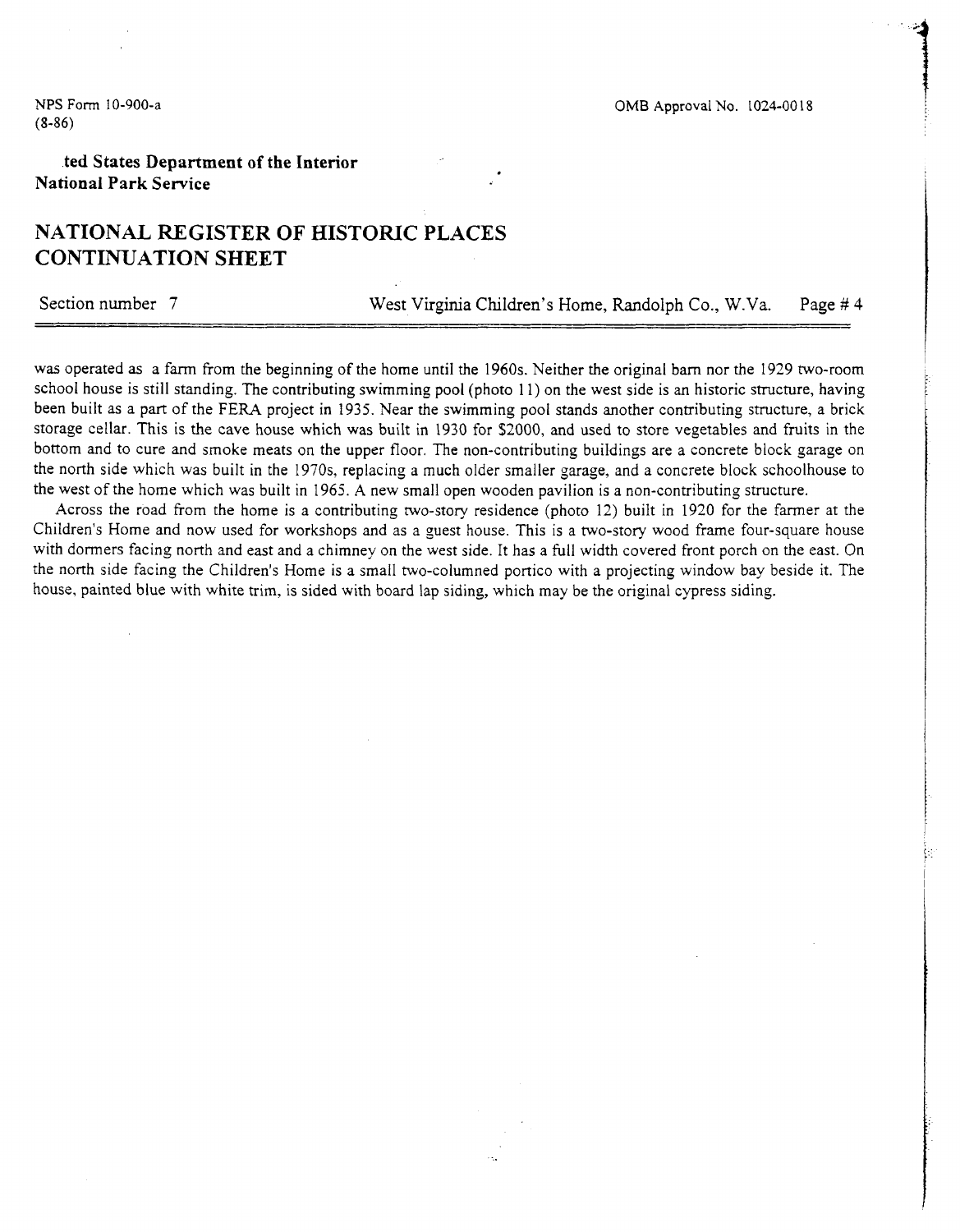was operated as a farm from the beginning of the home until the 1960s. Neither the original barn nor the 1929 two-room school house is still standing. The contributing swimming pool (photo 11) on the west side is an historic structure, having been built as a part of the FERA project in 1935. Near the swimming pool stands another contributing structure, a brick storage cellar. This is the cave house which was built in 1930 for $2000, and used to store vegetables and fruits in the bottom and to cure and smoke meats on the upper floor. The non-contributing buildings are a concrete block garage on the north side which was built in the 1970s, replacing a much older smaller garage, and a concrete block schoolhouse to the west of the home which was built in 1965. A new small open wooden pavilion is a non-contributing structure.

Across the road from the home is a contributing two-story residence (photo 12) built in 1920 for the farmer at the Children's Home and now used for workshops and as a guest house. This is a two-story wood frame four-square house with dormers facing north and east and a chimney on the west side. It has a full width covered front porch on the east. On the north side facing the Children's Home is a small two-columned portico with a projecting window bay beside it. The house, painted blue with white trim, is sided with board lap siding, which may be the original cypress siding.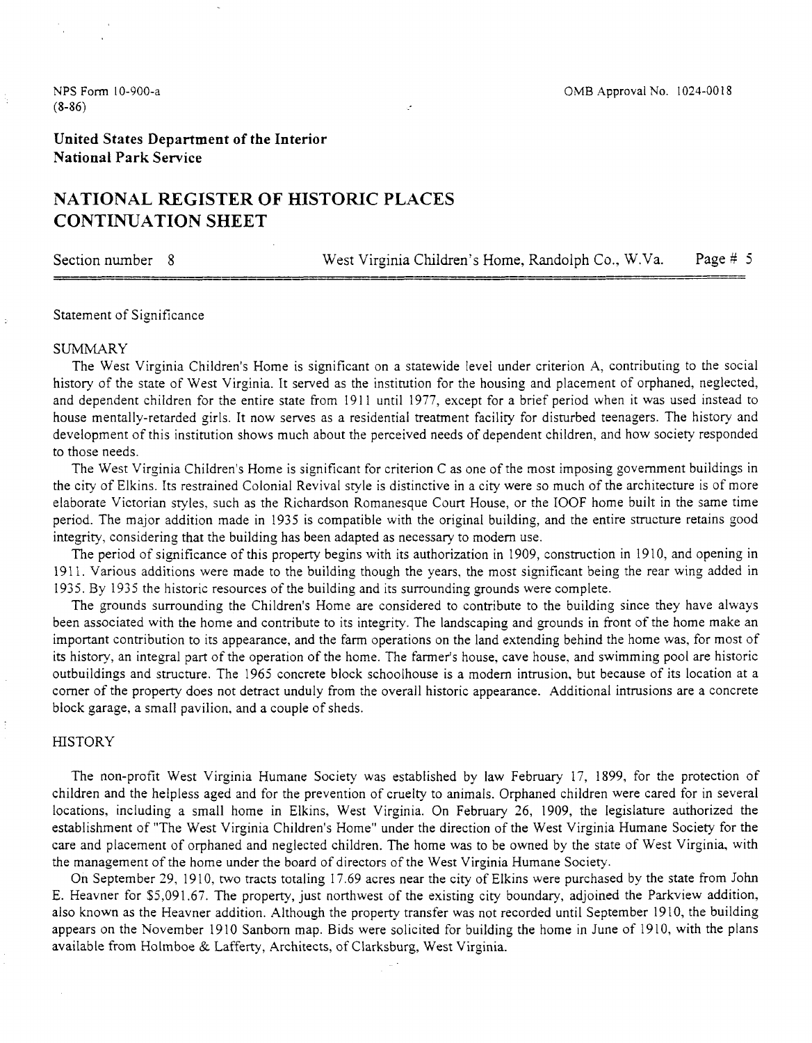NPS Form 10-900-a
(8-86)

OMB Approval No. 1024-0018

**United States Department of the Interior**
**National Park Service**

## NATIONAL REGISTER OF HISTORIC PLACES CONTINUATION SHEET

Section number 8 West Virginia Children's Home, Randolph Co., W.Va. Page # 5

Statement of Significance

### SUMMARY

The West Virginia Children's Home is significant on a statewide level under criterion A, contributing to the social history of the state of West Virginia. It served as the institution for the housing and placement of orphaned, neglected, and dependent children for the entire state from 1911 until 1977, except for a brief period when it was used instead to house mentally-retarded girls. It now serves as a residential treatment facility for disturbed teenagers. The history and development of this institution shows much about the perceived needs of dependent children, and how society responded to those needs.

The West Virginia Children's Home is significant for criterion C as one of the most imposing government buildings in the city of Elkins. Its restrained Colonial Revival style is distinctive in a city were so much of the architecture is of more elaborate Victorian styles, such as the Richardson Romanesque Court House, or the IOOF home built in the same time period. The major addition made in 1935 is compatible with the original building, and the entire structure retains good integrity, considering that the building has been adapted as necessary to modern use.

The period of significance of this property begins with its authorization in 1909, construction in 1910, and opening in 1911. Various additions were made to the building though the years, the most significant being the rear wing added in 1935. By 1935 the historic resources of the building and its surrounding grounds were complete.

The grounds surrounding the Children's Home are considered to contribute to the building since they have always been associated with the home and contribute to its integrity. The landscaping and grounds in front of the home make an important contribution to its appearance, and the farm operations on the land extending behind the home was, for most of its history, an integral part of the operation of the home. The farmer's house, cave house, and swimming pool are historic outbuildings and structure. The 1965 concrete block schoolhouse is a modern intrusion, but because of its location at a corner of the property does not detract unduly from the overall historic appearance. Additional intrusions are a concrete block garage, a small pavilion, and a couple of sheds.

### HISTORY

The non-profit West Virginia Humane Society was established by law February 17, 1899, for the protection of children and the helpless aged and for the prevention of cruelty to animals. Orphaned children were cared for in several locations, including a small home in Elkins, West Virginia. On February 26, 1909, the legislature authorized the establishment of "The West Virginia Children's Home" under the direction of the West Virginia Humane Society for the care and placement of orphaned and neglected children. The home was to be owned by the state of West Virginia, with the management of the home under the board of directors of the West Virginia Humane Society.

On September 29, 1910, two tracts totaling 17.69 acres near the city of Elkins were purchased by the state from John E. Heavner for $5,091.67. The property, just northwest of the existing city boundary, adjoined the Parkview addition, also known as the Heavner addition. Although the property transfer was not recorded until September 1910, the building appears on the November 1910 Sanborn map. Bids were solicited for building the home in June of 1910, with the plans available from Holmboe & Lafferty, Architects, of Clarksburg, West Virginia.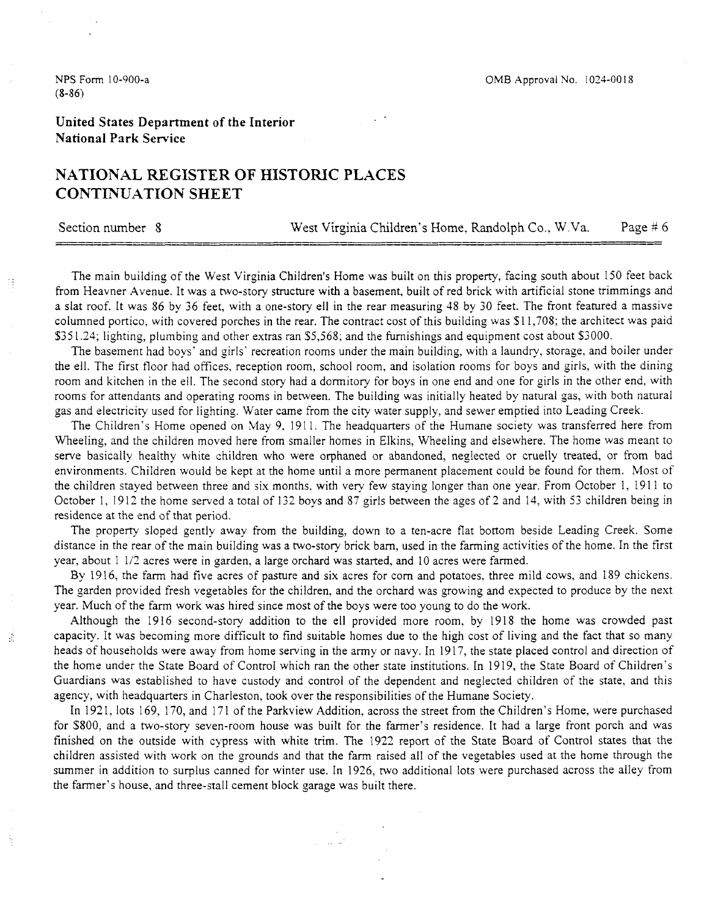The main building of the West Virginia Children's Home was built on this property, facing south about 150 feet back from Heavner Avenue. It was a two-story structure with a basement, built of red brick with artificial stone trimmings and a slat roof. It was 86 by 36 feet, with a one-story ell in the rear measuring 48 by 30 feet. The front featured a massive columned portico, with covered porches in the rear. The contract cost of this building was $11,708; the architect was paid $351.24; lighting, plumbing and other extras ran $5,568; and the furnishings and equipment cost about $3000.

The basement had boys' and girls' recreation rooms under the main building, with a laundry, storage, and boiler under the ell. The first floor had offices, reception room, school room, and isolation rooms for boys and girls, with the dining room and kitchen in the ell. The second story had a dormitory for boys in one end and one for girls in the other end, with rooms for attendants and operating rooms in between. The building was initially heated by natural gas, with both natural gas and electricity used for lighting. Water came from the city water supply, and sewer emptied into Leading Creek.

The Children's Home opened on May 9, 1911. The headquarters of the Humane society was transferred here from Wheeling, and the children moved here from smaller homes in Elkins, Wheeling and elsewhere. The home was meant to serve basically healthy white children who were orphaned or abandoned, neglected or cruelly treated, or from bad environments. Children would be kept at the home until a more permanent placement could be found for them. Most of the children stayed between three and six months, with very few staying longer than one year. From October 1, 1911 to October 1, 1912 the home served a total of 132 boys and 87 girls between the ages of 2 and 14, with 53 children being in residence at the end of that period.

The property sloped gently away from the building, down to a ten-acre flat bottom beside Leading Creek. Some distance in the rear of the main building was a two-story brick barn, used in the farming activities of the home. In the first year, about 1 1/2 acres were in garden, a large orchard was started, and 10 acres were farmed.

By 1916, the farm had five acres of pasture and six acres for corn and potatoes, three mild cows, and 189 chickens. The garden provided fresh vegetables for the children, and the orchard was growing and expected to produce by the next year. Much of the farm work was hired since most of the boys were too young to do the work.

Although the 1916 second-story addition to the ell provided more room, by 1918 the home was crowded past capacity. It was becoming more difficult to find suitable homes due to the high cost of living and the fact that so many heads of households were away from home serving in the army or navy. In 1917, the state placed control and direction of the home under the State Board of Control which ran the other state institutions. In 1919, the State Board of Children's Guardians was established to have custody and control of the dependent and neglected children of the state, and this agency, with headquarters in Charleston, took over the responsibilities of the Humane Society.

In 1921, lots 169, 170, and 171 of the Parkview Addition, across the street from the Children's Home, were purchased for $800, and a two-story seven-room house was built for the farmer's residence. It had a large front porch and was finished on the outside with cypress with white trim. The 1922 report of the State Board of Control states that the children assisted with work on the grounds and that the farm raised all of the vegetables used at the home through the summer in addition to surplus canned for winter use. In 1926, two additional lots were purchased across the alley from the farmer's house, and three-stall cement block garage was built there.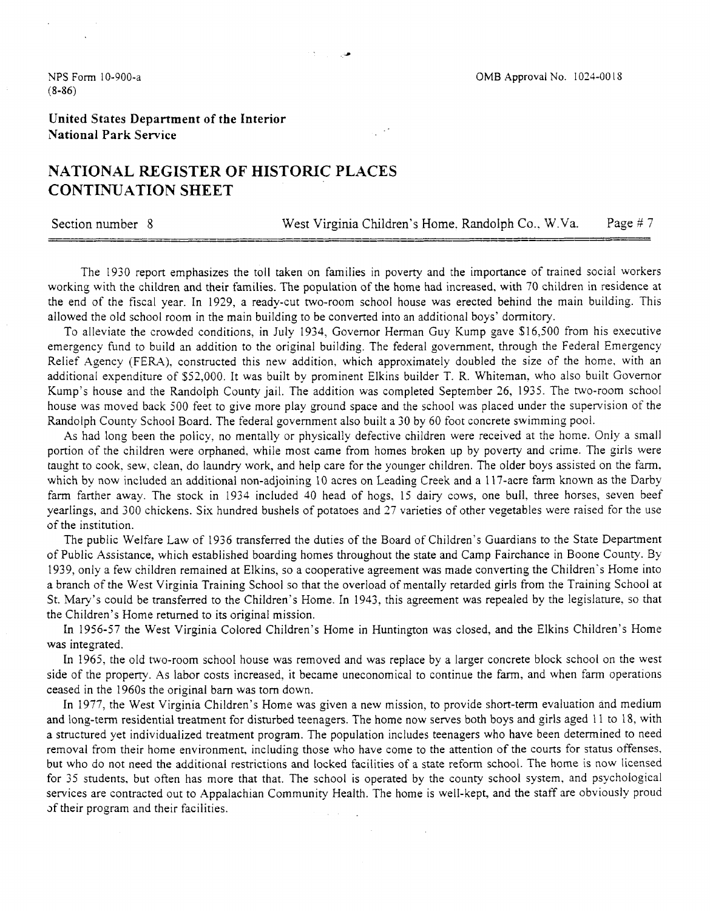The 1930 report emphasizes the toll taken on families in poverty and the importance of trained social workers working with the children and their families. The population of the home had increased, with 70 children in residence at the end of the fiscal year. In 1929, a ready-cut two-room school house was erected behind the main building. This allowed the old school room in the main building to be converted into an additional boys' dormitory.

To alleviate the crowded conditions, in July 1934, Governor Herman Guy Kump gave $16,500 from his executive emergency fund to build an addition to the original building. The federal government, through the Federal Emergency Relief Agency (FERA), constructed this new addition, which approximately doubled the size of the home, with an additional expenditure of $52,000. It was built by prominent Elkins builder T. R. Whiteman, who also built Governor Kump's house and the Randolph County jail. The addition was completed September 26, 1935. The two-room school house was moved back 500 feet to give more play ground space and the school was placed under the supervision of the Randolph County School Board. The federal government also built a 30 by 60 foot concrete swimming pool.

As had long been the policy, no mentally or physically defective children were received at the home. Only a small portion of the children were orphaned, while most came from homes broken up by poverty and crime. The girls were taught to cook, sew, clean, do laundry work, and help care for the younger children. The older boys assisted on the farm, which by now included an additional non-adjoining 10 acres on Leading Creek and a 117-acre farm known as the Darby farm farther away. The stock in 1934 included 40 head of hogs, 15 dairy cows, one bull, three horses, seven beef yearlings, and 300 chickens. Six hundred bushels of potatoes and 27 varieties of other vegetables were raised for the use of the institution.

The public Welfare Law of 1936 transferred the duties of the Board of Children's Guardians to the State Department of Public Assistance, which established boarding homes throughout the state and Camp Fairchance in Boone County. By 1939, only a few children remained at Elkins, so a cooperative agreement was made converting the Children's Home into a branch of the West Virginia Training School so that the overload of mentally retarded girls from the Training School at St. Mary's could be transferred to the Children's Home. In 1943, this agreement was repealed by the legislature, so that the Children's Home returned to its original mission.

In 1956-57 the West Virginia Colored Children's Home in Huntington was closed, and the Elkins Children's Home was integrated.

In 1965, the old two-room school house was removed and was replace by a larger concrete block school on the west side of the property. As labor costs increased, it became uneconomical to continue the farm, and when farm operations ceased in the 1960s the original barn was torn down.

In 1977, the West Virginia Children's Home was given a new mission, to provide short-term evaluation and medium and long-term residential treatment for disturbed teenagers. The home now serves both boys and girls aged 11 to 18, with a structured yet individualized treatment program. The population includes teenagers who have been determined to need removal from their home environment, including those who have come to the attention of the courts for status offenses, but who do not need the additional restrictions and locked facilities of a state reform school. The home is now licensed for 35 students, but often has more that that. The school is operated by the county school system, and psychological services are contracted out to Appalachian Community Health. The home is well-kept, and the staff are obviously proud of their program and their facilities.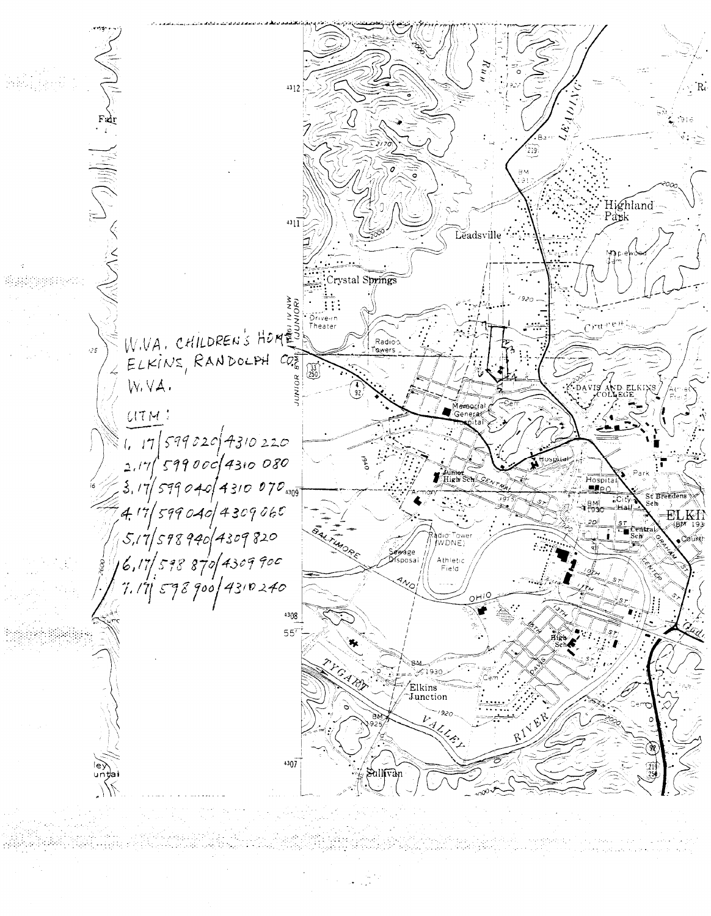W.VA. CHILDREN'S HOME
ELKINS, RANDOLPH CO.
W.VA.

UTM:

1. 17/599020/4310220
2. 17/599000/4310080
3. 17/599040/4310070
4. 17/599040/4309060
5. 17/598940/4309820
6. 17/598870/4309900
7. 17/598900/4310240